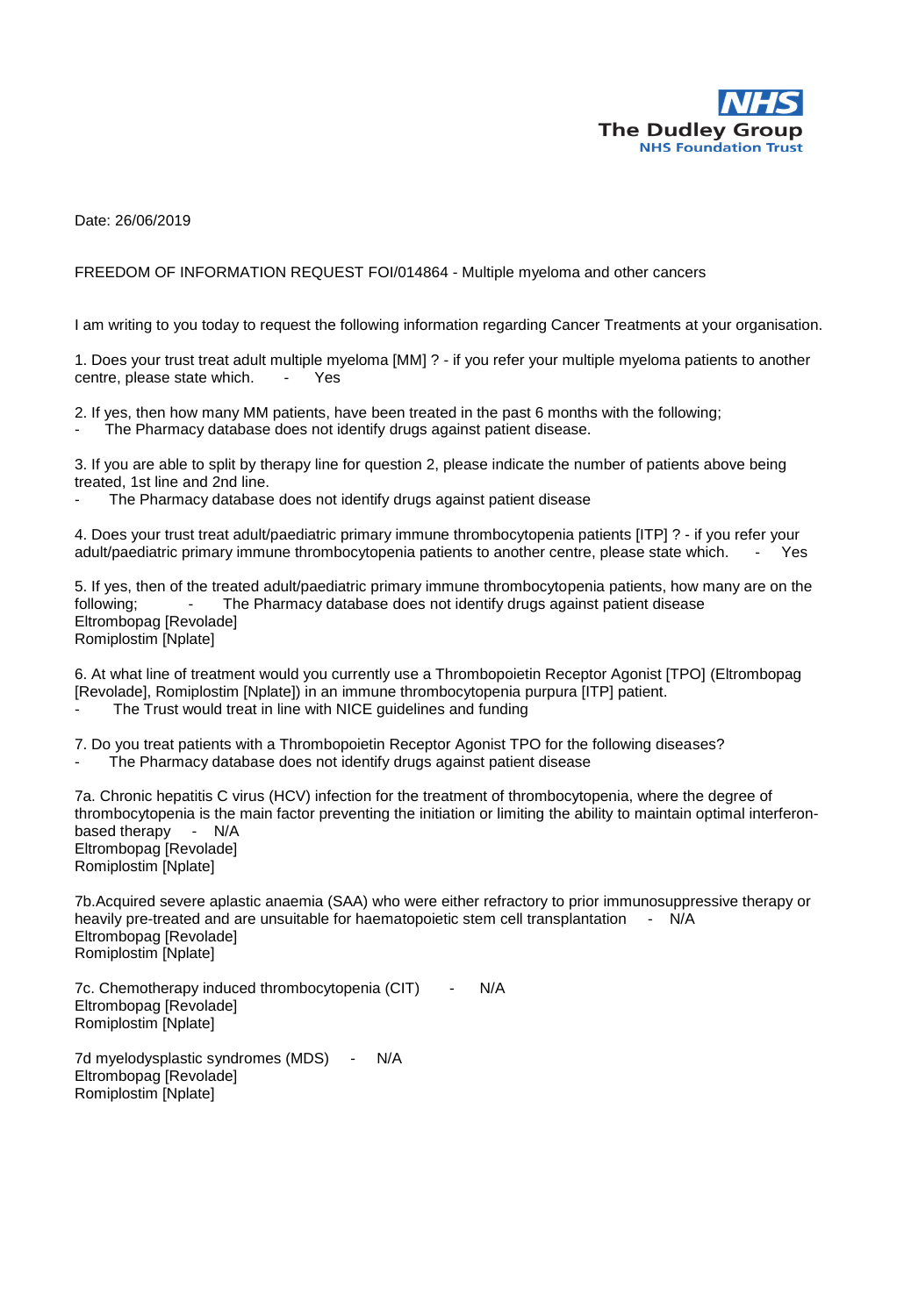NHS
The Dudley Group
NHS Foundation Trust

Date: 26/06/2019

FREEDOM OF INFORMATION REQUEST FOI/014864 - Multiple myeloma and other cancers

I am writing to you today to request the following information regarding Cancer Treatments at your organisation.

1. Does your trust treat adult multiple myeloma [MM] ? - if you refer your multiple myeloma patients to another centre, please state which. - Yes

2. If yes, then how many MM patients, have been treated in the past 6 months with the following;
- The Pharmacy database does not identify drugs against patient disease.

3. If you are able to split by therapy line for question 2, please indicate the number of patients above being treated, 1st line and 2nd line.
- The Pharmacy database does not identify drugs against patient disease

4. Does your trust treat adult/paediatric primary immune thrombocytopenia patients [ITP] ? - if you refer your adult/paediatric primary immune thrombocytopenia patients to another centre, please state which. - Yes

5. If yes, then of the treated adult/paediatric primary immune thrombocytopenia patients, how many are on the following; - The Pharmacy database does not identify drugs against patient disease
Eltrombopag [Revolade]
Romiplostim [Nplate]

6. At what line of treatment would you currently use a Thrombopoietin Receptor Agonist [TPO] (Eltrombopag [Revolade], Romiplostim [Nplate]) in an immune thrombocytopenia purpura [ITP] patient.
- The Trust would treat in line with NICE guidelines and funding

7. Do you treat patients with a Thrombopoietin Receptor Agonist TPO for the following diseases?
- The Pharmacy database does not identify drugs against patient disease

7a. Chronic hepatitis C virus (HCV) infection for the treatment of thrombocytopenia, where the degree of thrombocytopenia is the main factor preventing the initiation or limiting the ability to maintain optimal interferon-based therapy - N/A
Eltrombopag [Revolade]
Romiplostim [Nplate]

7b.Acquired severe aplastic anaemia (SAA) who were either refractory to prior immunosuppressive therapy or heavily pre-treated and are unsuitable for haematopoietic stem cell transplantation - N/A
Eltrombopag [Revolade]
Romiplostim [Nplate]

7c. Chemotherapy induced thrombocytopenia (CIT) - N/A
Eltrombopag [Revolade]
Romiplostim [Nplate]

7d myelodysplastic syndromes (MDS) - N/A
Eltrombopag [Revolade]
Romiplostim [Nplate]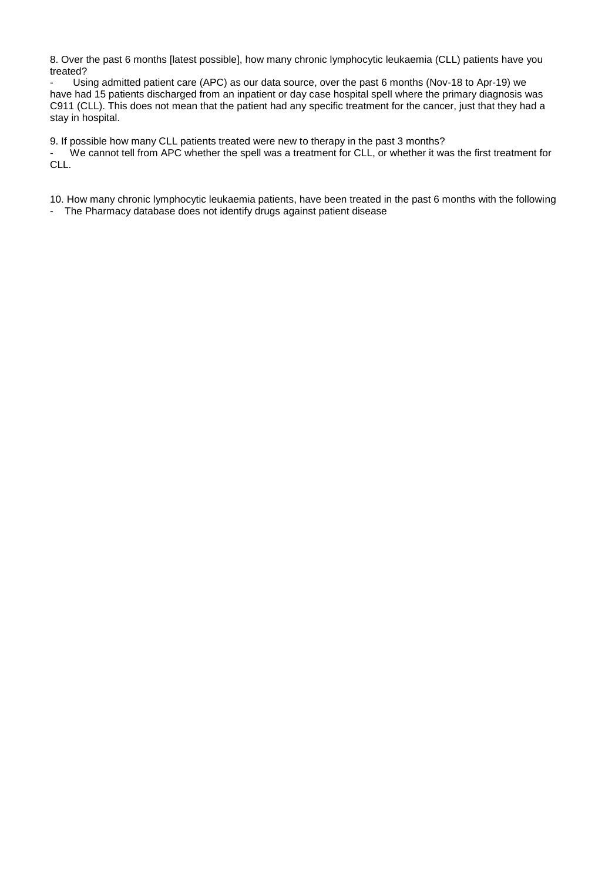8. Over the past 6 months [latest possible], how many chronic lymphocytic leukaemia (CLL) patients have you treated?

- Using admitted patient care (APC) as our data source, over the past 6 months (Nov-18 to Apr-19) we have had 15 patients discharged from an inpatient or day case hospital spell where the primary diagnosis was C911 (CLL). This does not mean that the patient had any specific treatment for the cancer, just that they had a stay in hospital.

9. If possible how many CLL patients treated were new to therapy in the past 3 months?

- We cannot tell from APC whether the spell was a treatment for CLL, or whether it was the first treatment for CLL.

10. How many chronic lymphocytic leukaemia patients, have been treated in the past 6 months with the following

- The Pharmacy database does not identify drugs against patient disease